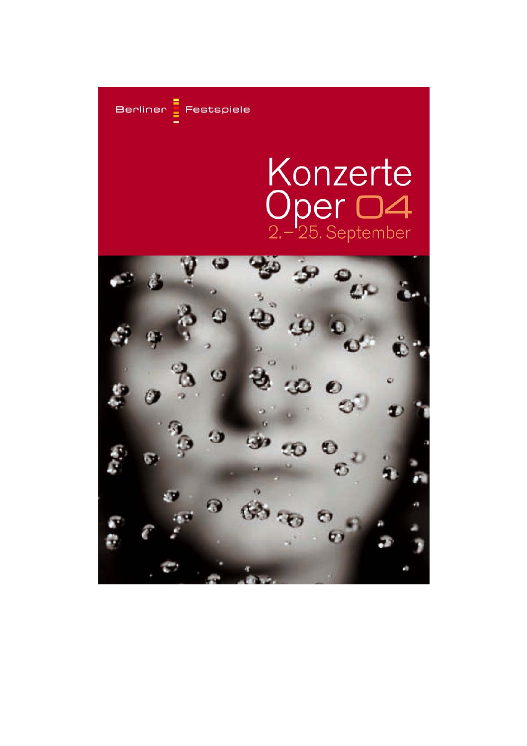Berliner Festspiele

# Konzerte Oper 04

2.–25. September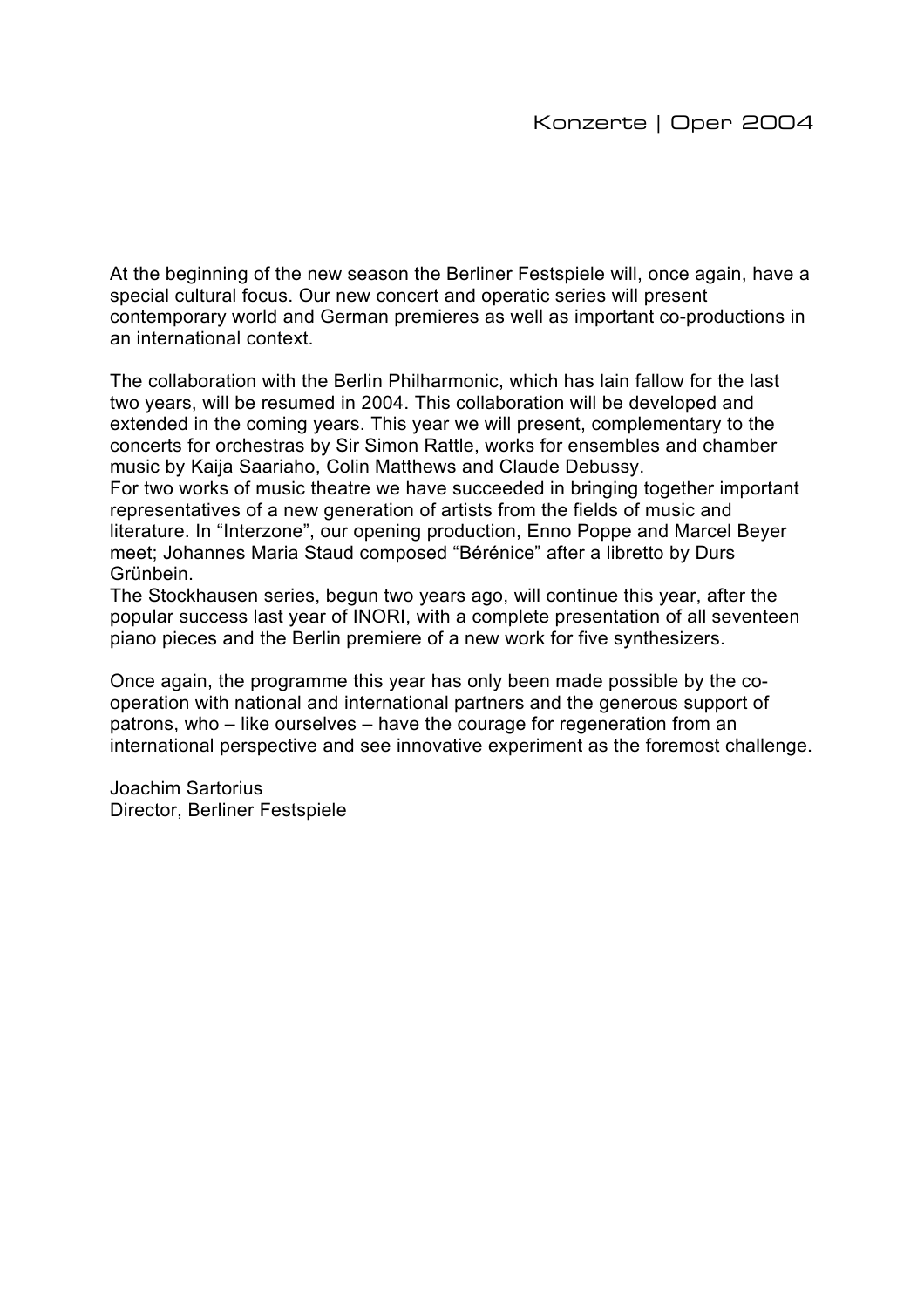At the beginning of the new season the Berliner Festspiele will, once again, have a special cultural focus. Our new concert and operatic series will present contemporary world and German premieres as well as important co-productions in an international context.

The collaboration with the Berlin Philharmonic, which has lain fallow for the last two years, will be resumed in 2004. This collaboration will be developed and extended in the coming years. This year we will present, complementary to the concerts for orchestras by Sir Simon Rattle, works for ensembles and chamber music by Kaija Saariaho, Colin Matthews and Claude Debussy.
For two works of music theatre we have succeeded in bringing together important representatives of a new generation of artists from the fields of music and literature. In “Interzone”, our opening production, Enno Poppe and Marcel Beyer meet; Johannes Maria Staud composed “Bérénice” after a libretto by Durs Grünbein.
The Stockhausen series, begun two years ago, will continue this year, after the popular success last year of INORI, with a complete presentation of all seventeen piano pieces and the Berlin premiere of a new work for five synthesizers.

Once again, the programme this year has only been made possible by the co-operation with national and international partners and the generous support of patrons, who – like ourselves – have the courage for regeneration from an international perspective and see innovative experiment as the foremost challenge.

Joachim Sartorius
Director, Berliner Festspiele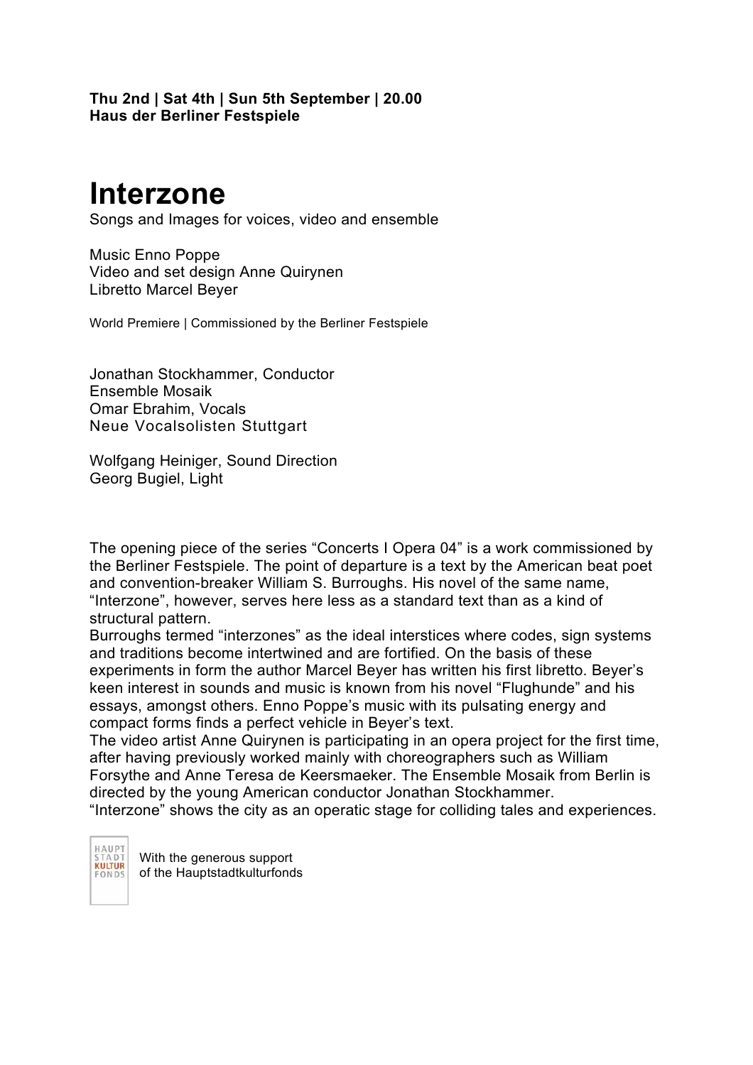**Thu 2nd | Sat 4th | Sun 5th September | 20.00**
**Haus der Berliner Festspiele**

# Interzone

Songs and Images for voices, video and ensemble

Music Enno Poppe
Video and set design Anne Quirynen
Libretto Marcel Beyer

World Premiere | Commissioned by the Berliner Festspiele

Jonathan Stockhammer, Conductor
Ensemble Mosaik
Omar Ebrahim, Vocals
Neue Vocalsolisten Stuttgart

Wolfgang Heiniger, Sound Direction
Georg Bugiel, Light

The opening piece of the series "Concerts I Opera 04" is a work commissioned by the Berliner Festspiele. The point of departure is a text by the American beat poet and convention-breaker William S. Burroughs. His novel of the same name, "Interzone", however, serves here less as a standard text than as a kind of structural pattern.
Burroughs termed "interzones" as the ideal interstices where codes, sign systems and traditions become intertwined and are fortified. On the basis of these experiments in form the author Marcel Beyer has written his first libretto. Beyer's keen interest in sounds and music is known from his novel "Flughunde" and his essays, amongst others. Enno Poppe's music with its pulsating energy and compact forms finds a perfect vehicle in Beyer's text.
The video artist Anne Quirynen is participating in an opera project for the first time, after having previously worked mainly with choreographers such as William Forsythe and Anne Teresa de Keersmaeker. The Ensemble Mosaik from Berlin is directed by the young American conductor Jonathan Stockhammer.
"Interzone" shows the city as an operatic stage for colliding tales and experiences.

HAUPT STADT KULTUR FONDS

With the generous support
of the Hauptstadtkulturfonds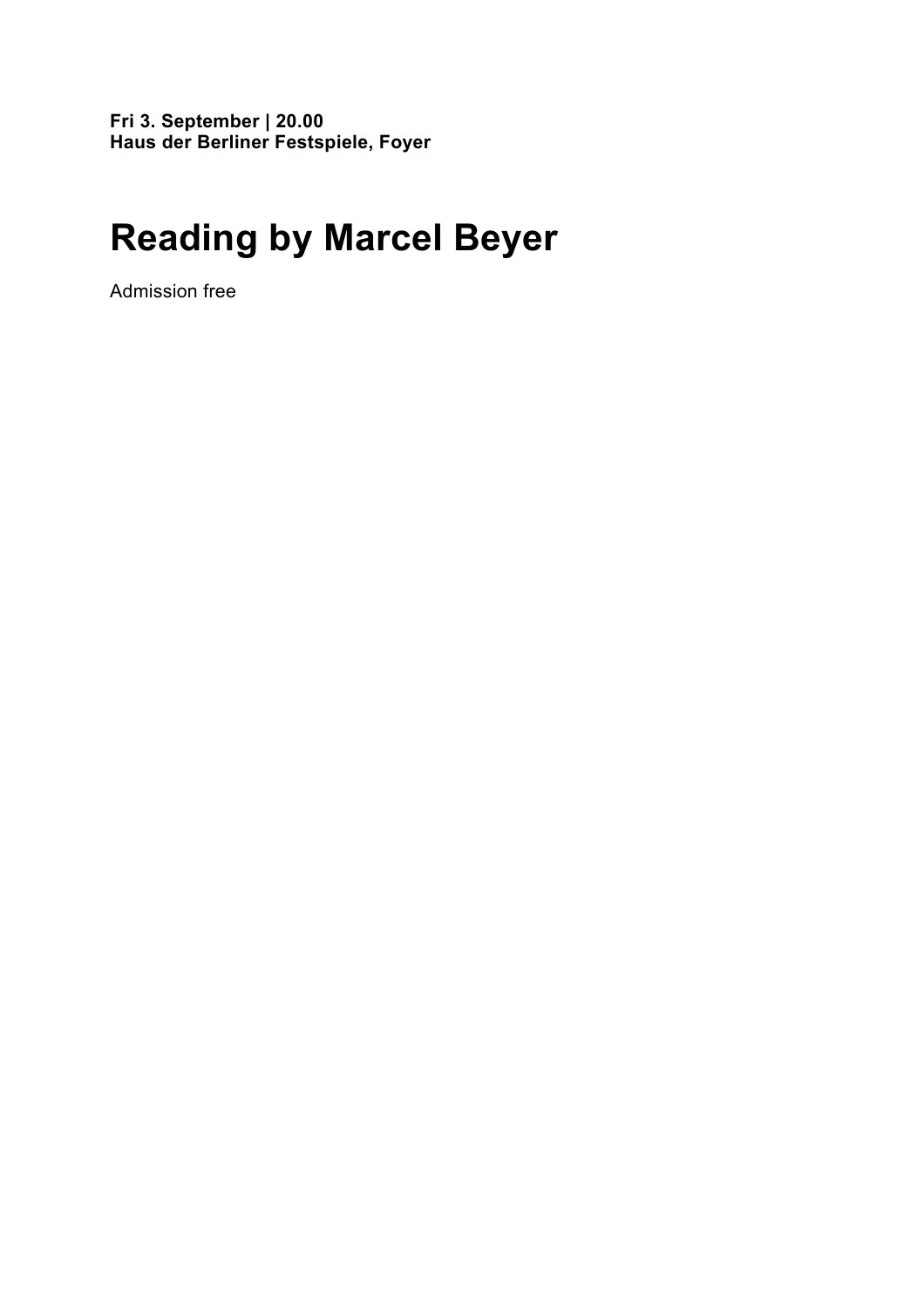**Fri 3. September | 20.00**
**Haus der Berliner Festspiele, Foyer**

# Reading by Marcel Beyer

Admission free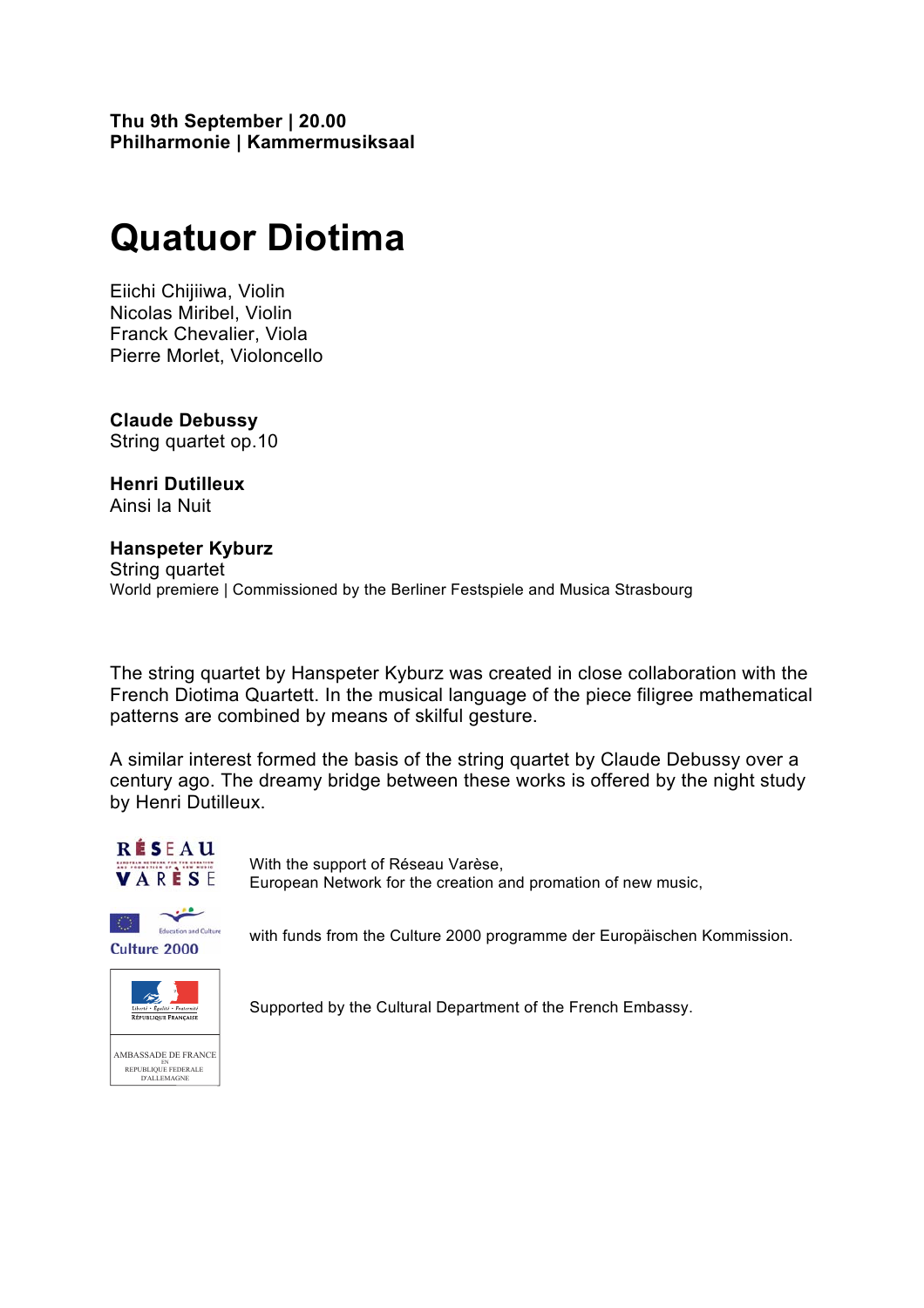**Thu 9th September | 20.00**
**Philharmonie | Kammermusiksaal**

# Quatuor Diotima

Eiichi Chijiiwa, Violin
Nicolas Miribel, Violin
Franck Chevalier, Viola
Pierre Morlet, Violoncello

**Claude Debussy**
String quartet op.10

**Henri Dutilleux**
Ainsi la Nuit

**Hanspeter Kyburz**
String quartet
World premiere | Commissioned by the Berliner Festspiele and Musica Strasbourg

The string quartet by Hanspeter Kyburz was created in close collaboration with the French Diotima Quartett. In the musical language of the piece filigree mathematical patterns are combined by means of skilful gesture.

A similar interest formed the basis of the string quartet by Claude Debussy over a century ago. The dreamy bridge between these works is offered by the night study by Henri Dutilleux.

With the support of Réseau Varèse,
European Network for the creation and promation of new music,

with funds from the Culture 2000 programme der Europäischen Kommission.

Supported by the Cultural Department of the French Embassy.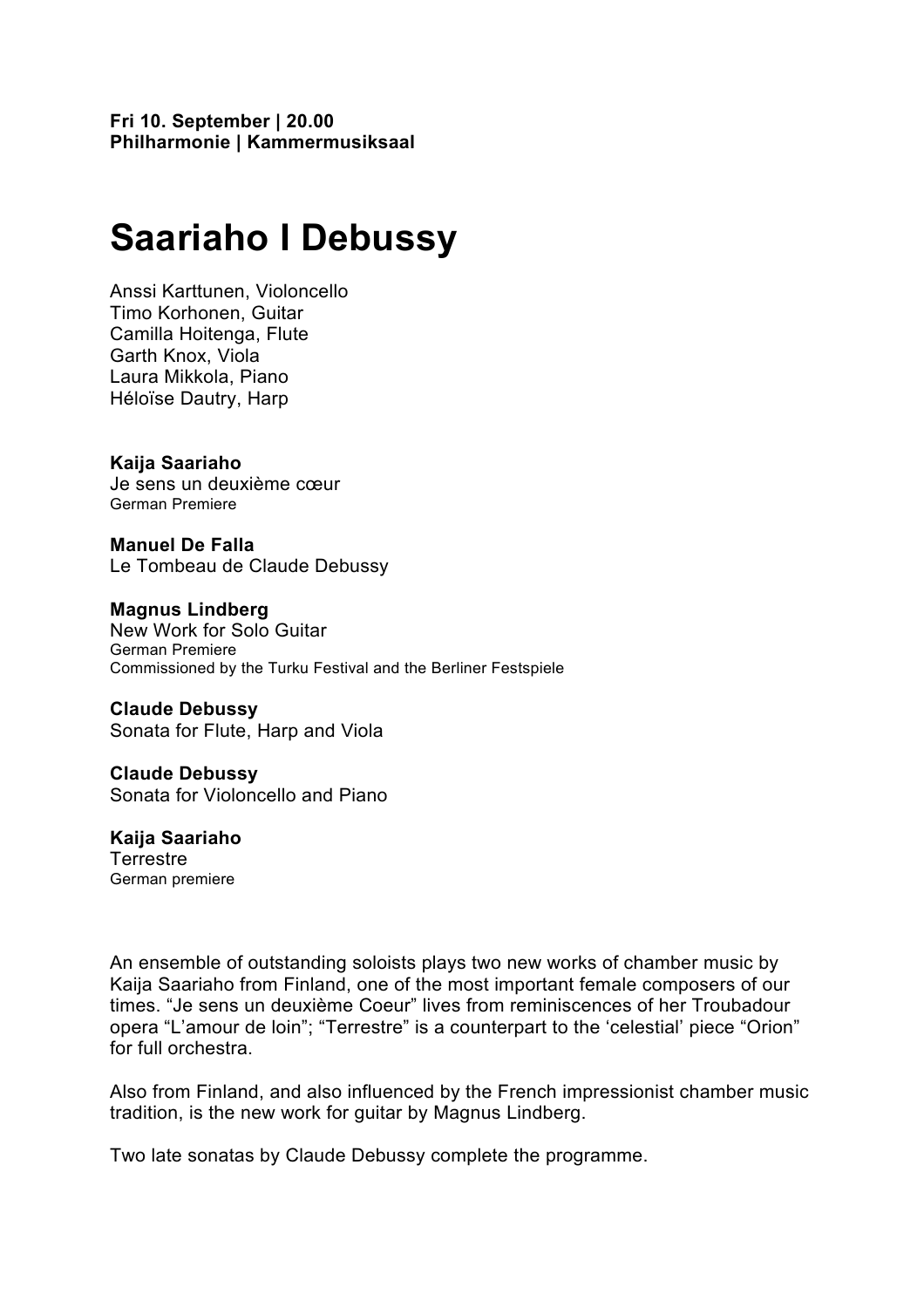**Fri 10. September | 20.00**
**Philharmonie | Kammermusiksaal**

# Saariaho I Debussy

Anssi Karttunen, Violoncello
Timo Korhonen, Guitar
Camilla Hoitenga, Flute
Garth Knox, Viola
Laura Mikkola, Piano
Héloïse Dautry, Harp

**Kaija Saariaho**
Je sens un deuxième cœur
German Premiere

**Manuel De Falla**
Le Tombeau de Claude Debussy

**Magnus Lindberg**
New Work for Solo Guitar
German Premiere
Commissioned by the Turku Festival and the Berliner Festspiele

**Claude Debussy**
Sonata for Flute, Harp and Viola

**Claude Debussy**
Sonata for Violoncello and Piano

**Kaija Saariaho**
Terrestre
German premiere

An ensemble of outstanding soloists plays two new works of chamber music by Kaija Saariaho from Finland, one of the most important female composers of our times. "Je sens un deuxième Coeur" lives from reminiscences of her Troubadour opera "L'amour de loin"; "Terrestre" is a counterpart to the 'celestial' piece "Orion" for full orchestra.

Also from Finland, and also influenced by the French impressionist chamber music tradition, is the new work for guitar by Magnus Lindberg.

Two late sonatas by Claude Debussy complete the programme.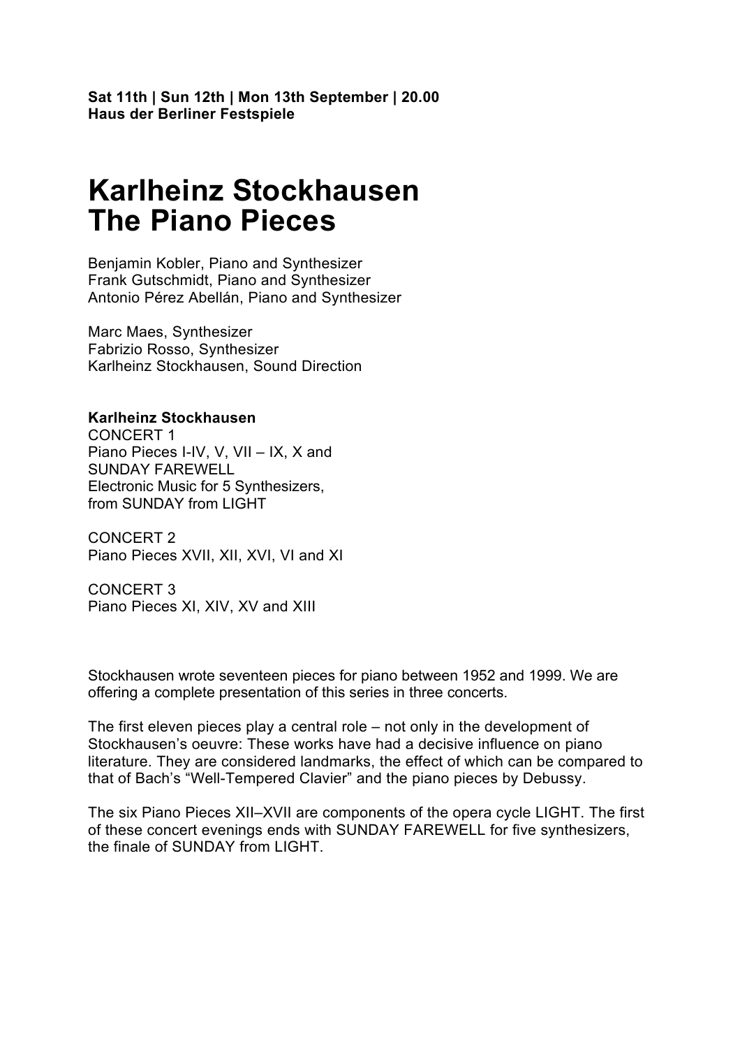**Sat 11th | Sun 12th | Mon 13th September | 20.00**
**Haus der Berliner Festspiele**

# Karlheinz Stockhausen
# The Piano Pieces

Benjamin Kobler, Piano and Synthesizer
Frank Gutschmidt, Piano and Synthesizer
Antonio Pérez Abellán, Piano and Synthesizer

Marc Maes, Synthesizer
Fabrizio Rosso, Synthesizer
Karlheinz Stockhausen, Sound Direction

**Karlheinz Stockhausen**
CONCERT 1
Piano Pieces I-IV, V, VII – IX, X and
SUNDAY FAREWELL
Electronic Music for 5 Synthesizers,
from SUNDAY from LIGHT

CONCERT 2
Piano Pieces XVII, XII, XVI, VI and XI

CONCERT 3
Piano Pieces XI, XIV, XV and XIII

Stockhausen wrote seventeen pieces for piano between 1952 and 1999. We are offering a complete presentation of this series in three concerts.

The first eleven pieces play a central role – not only in the development of Stockhausen's oeuvre: These works have had a decisive influence on piano literature. They are considered landmarks, the effect of which can be compared to that of Bach's "Well-Tempered Clavier" and the piano pieces by Debussy.

The six Piano Pieces XII–XVII are components of the opera cycle LIGHT. The first of these concert evenings ends with SUNDAY FAREWELL for five synthesizers, the finale of SUNDAY from LIGHT.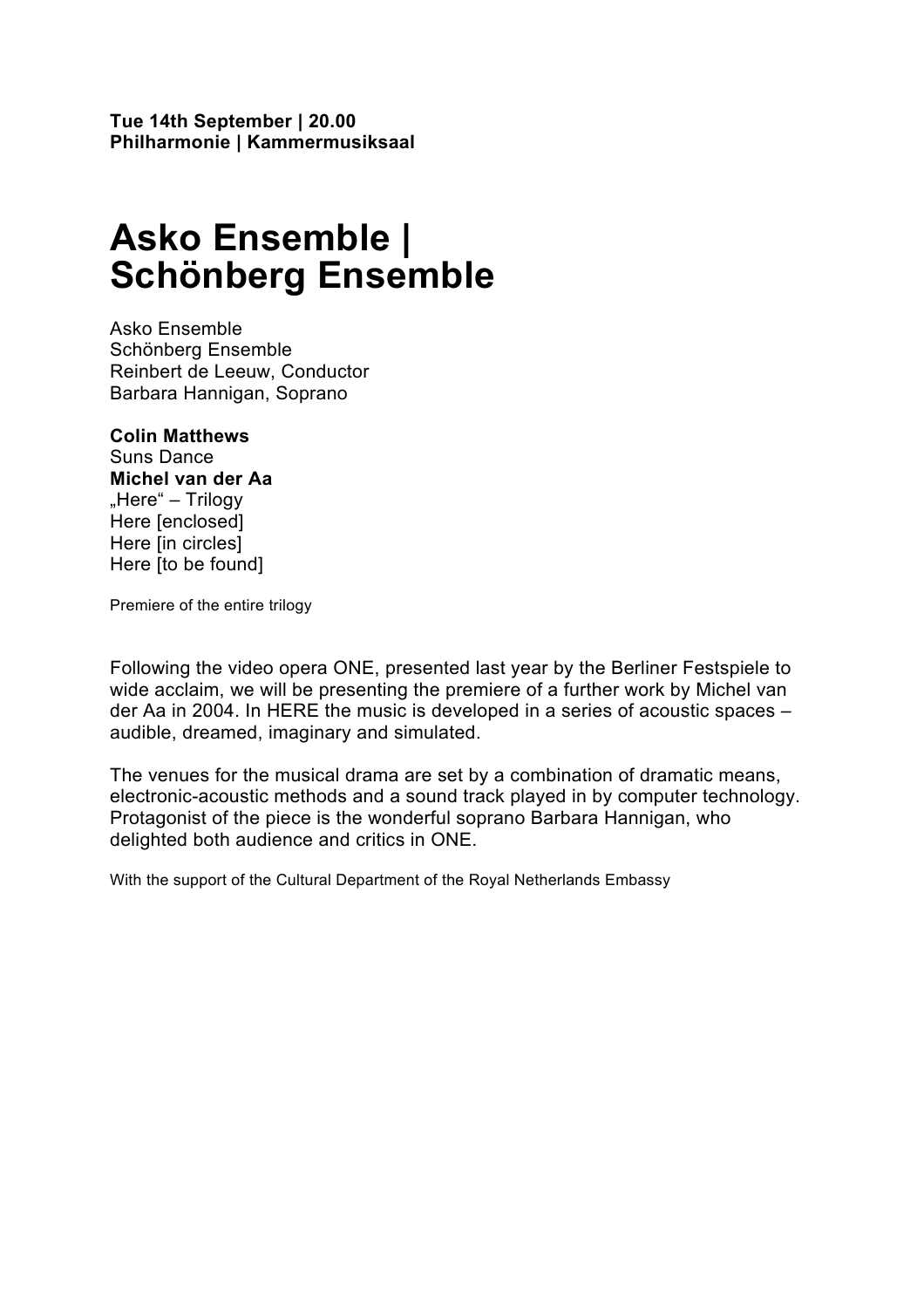**Tue 14th September | 20.00**
**Philharmonie | Kammermusiksaal**

# Asko Ensemble | Schönberg Ensemble

Asko Ensemble
Schönberg Ensemble
Reinbert de Leeuw, Conductor
Barbara Hannigan, Soprano

**Colin Matthews**
Suns Dance
**Michel van der Aa**
„Here“ – Trilogy
Here [enclosed]
Here [in circles]
Here [to be found]

Premiere of the entire trilogy

Following the video opera ONE, presented last year by the Berliner Festspiele to wide acclaim, we will be presenting the premiere of a further work by Michel van der Aa in 2004. In HERE the music is developed in a series of acoustic spaces – audible, dreamed, imaginary and simulated.

The venues for the musical drama are set by a combination of dramatic means, electronic-acoustic methods and a sound track played in by computer technology. Protagonist of the piece is the wonderful soprano Barbara Hannigan, who delighted both audience and critics in ONE.

With the support of the Cultural Department of the Royal Netherlands Embassy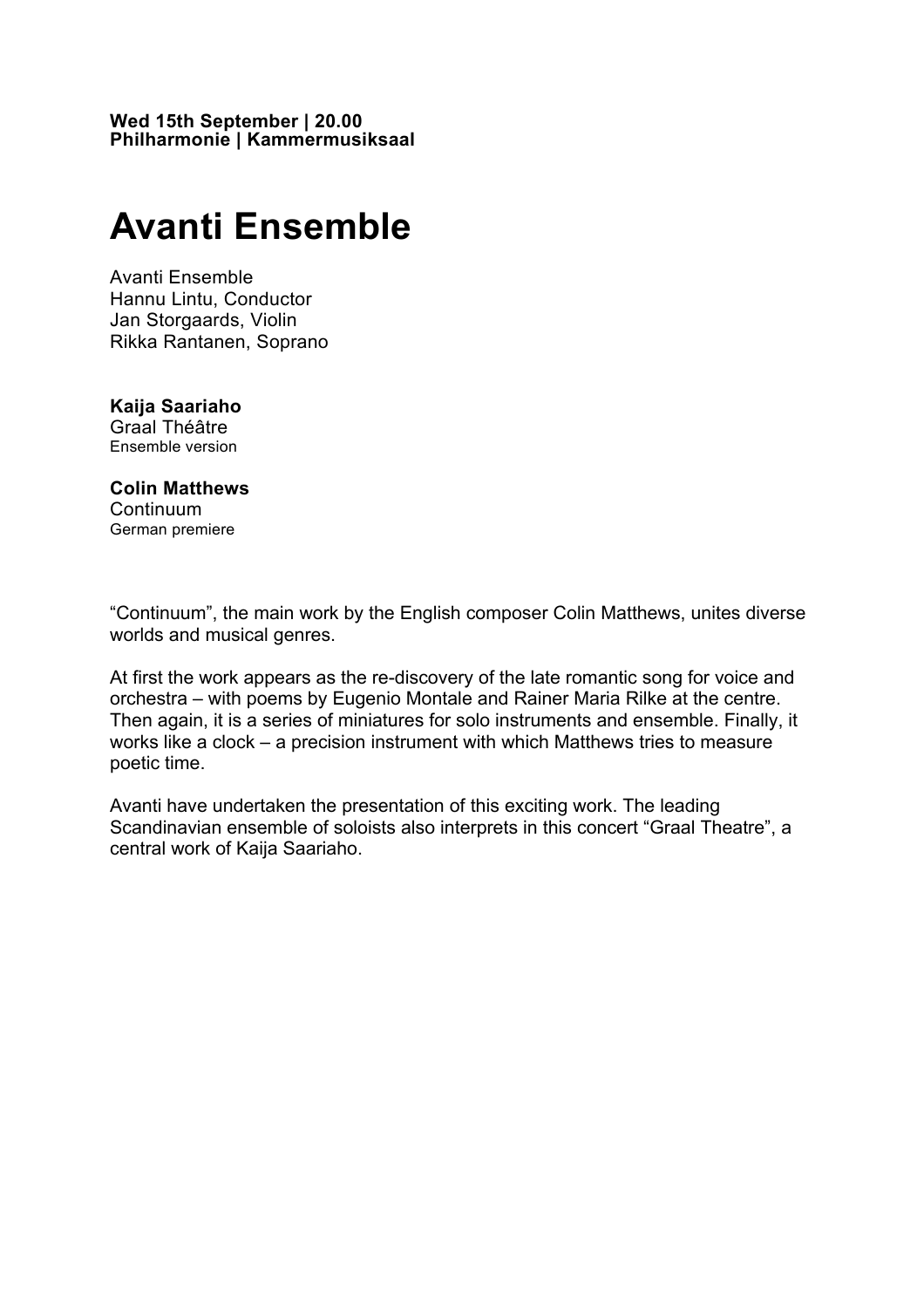**Wed 15th September | 20.00**
**Philharmonie | Kammermusiksaal**

# Avanti Ensemble

Avanti Ensemble
Hannu Lintu, Conductor
Jan Storgaards, Violin
Rikka Rantanen, Soprano

**Kaija Saariaho**
Graal Théâtre
Ensemble version

**Colin Matthews**
Continuum
German premiere

“Continuum”, the main work by the English composer Colin Matthews, unites diverse worlds and musical genres.

At first the work appears as the re-discovery of the late romantic song for voice and orchestra – with poems by Eugenio Montale and Rainer Maria Rilke at the centre. Then again, it is a series of miniatures for solo instruments and ensemble. Finally, it works like a clock – a precision instrument with which Matthews tries to measure poetic time.

Avanti have undertaken the presentation of this exciting work. The leading Scandinavian ensemble of soloists also interprets in this concert “Graal Theatre”, a central work of Kaija Saariaho.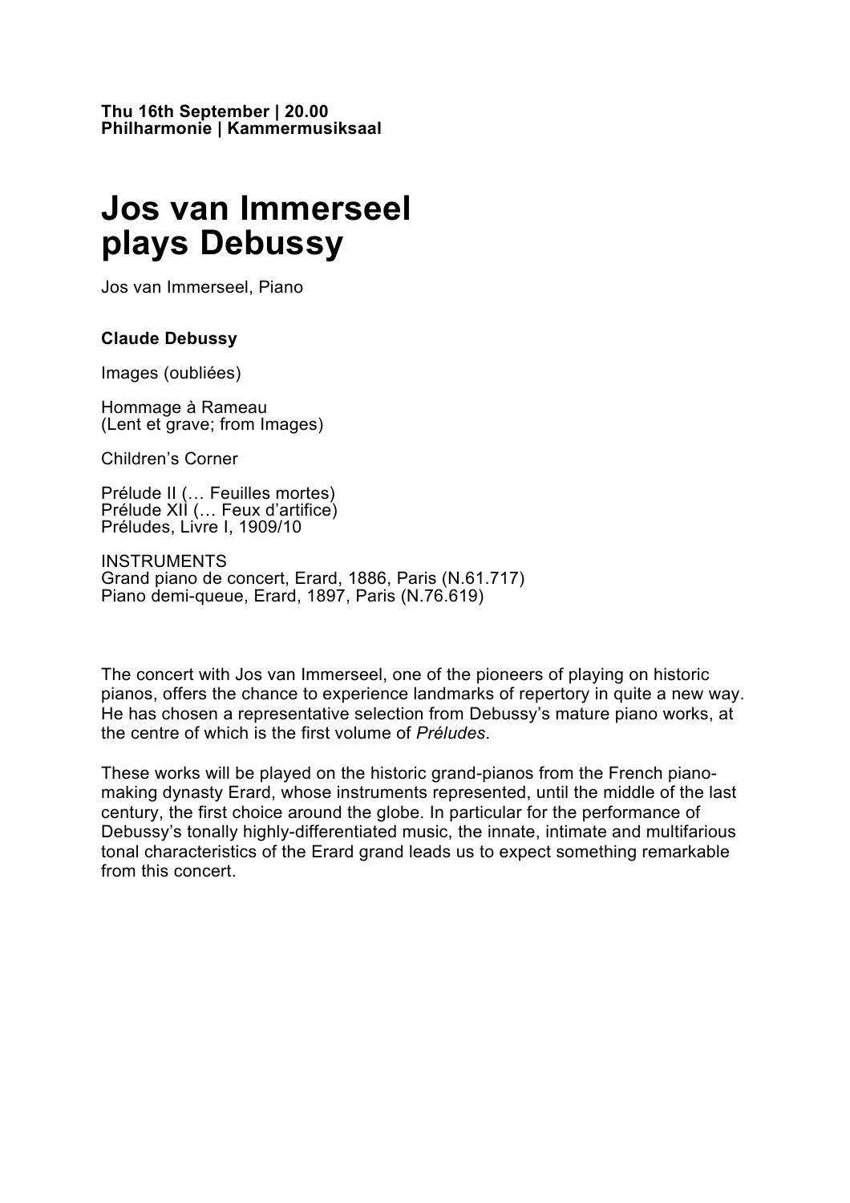**Thu 16th September | 20.00**
**Philharmonie | Kammermusiksaal**

# Jos van Immerseel plays Debussy

Jos van Immerseel, Piano

**Claude Debussy**

Images (oubliées)

Hommage à Rameau
(Lent et grave; from Images)

Children's Corner

Prélude II (… Feuilles mortes)
Prélude XII (… Feux d'artifice)
Préludes, Livre I, 1909/10

INSTRUMENTS
Grand piano de concert, Erard, 1886, Paris (N.61.717)
Piano demi-queue, Erard, 1897, Paris (N.76.619)

The concert with Jos van Immerseel, one of the pioneers of playing on historic pianos, offers the chance to experience landmarks of repertory in quite a new way. He has chosen a representative selection from Debussy's mature piano works, at the centre of which is the first volume of *Préludes*.

These works will be played on the historic grand-pianos from the French piano-making dynasty Erard, whose instruments represented, until the middle of the last century, the first choice around the globe. In particular for the performance of Debussy's tonally highly-differentiated music, the innate, intimate and multifarious tonal characteristics of the Erard grand leads us to expect something remarkable from this concert.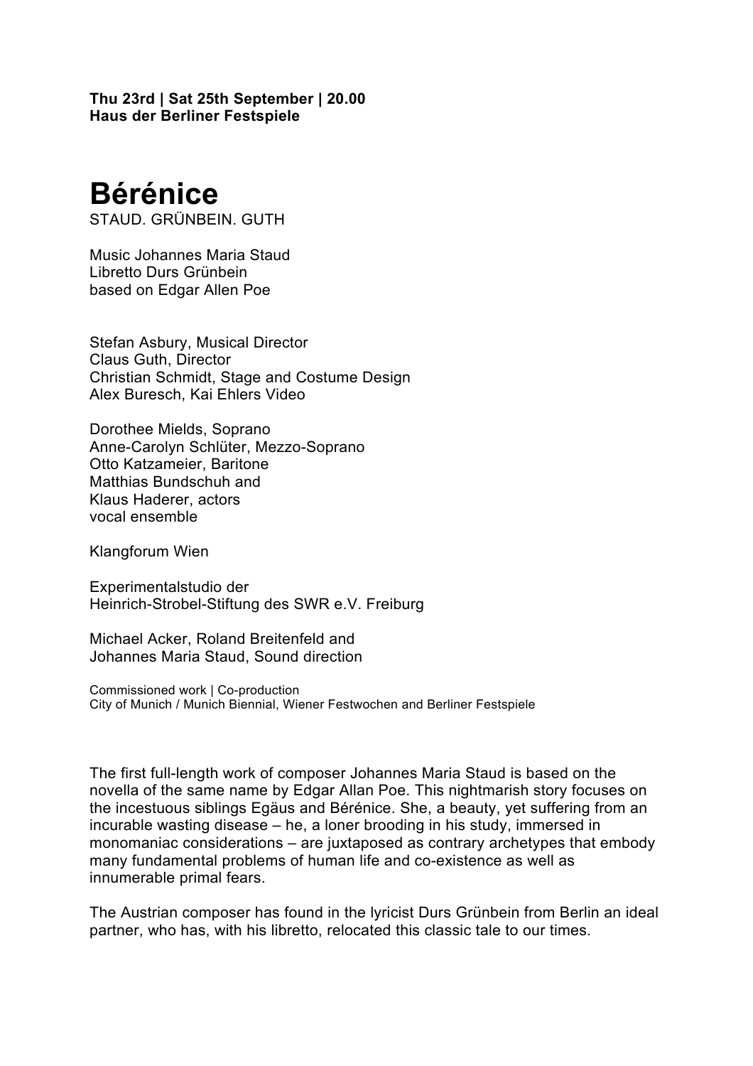**Thu 23rd | Sat 25th September | 20.00**
**Haus der Berliner Festspiele**

# Bérénice

STAUD. GRÜNBEIN. GUTH

Music Johannes Maria Staud
Libretto Durs Grünbein
based on Edgar Allen Poe

Stefan Asbury, Musical Director
Claus Guth, Director
Christian Schmidt, Stage and Costume Design
Alex Buresch, Kai Ehlers Video

Dorothee Mields, Soprano
Anne-Carolyn Schlüter, Mezzo-Soprano
Otto Katzameier, Baritone
Matthias Bundschuh and
Klaus Haderer, actors
vocal ensemble

Klangforum Wien

Experimentalstudio der
Heinrich-Strobel-Stiftung des SWR e.V. Freiburg

Michael Acker, Roland Breitenfeld and
Johannes Maria Staud, Sound direction

Commissioned work | Co-production
City of Munich / Munich Biennial, Wiener Festwochen and Berliner Festspiele

The first full-length work of composer Johannes Maria Staud is based on the novella of the same name by Edgar Allan Poe. This nightmarish story focuses on the incestuous siblings Egäus and Bérénice. She, a beauty, yet suffering from an incurable wasting disease – he, a loner brooding in his study, immersed in monomaniac considerations – are juxtaposed as contrary archetypes that embody many fundamental problems of human life and co-existence as well as innumerable primal fears.

The Austrian composer has found in the lyricist Durs Grünbein from Berlin an ideal partner, who has, with his libretto, relocated this classic tale to our times.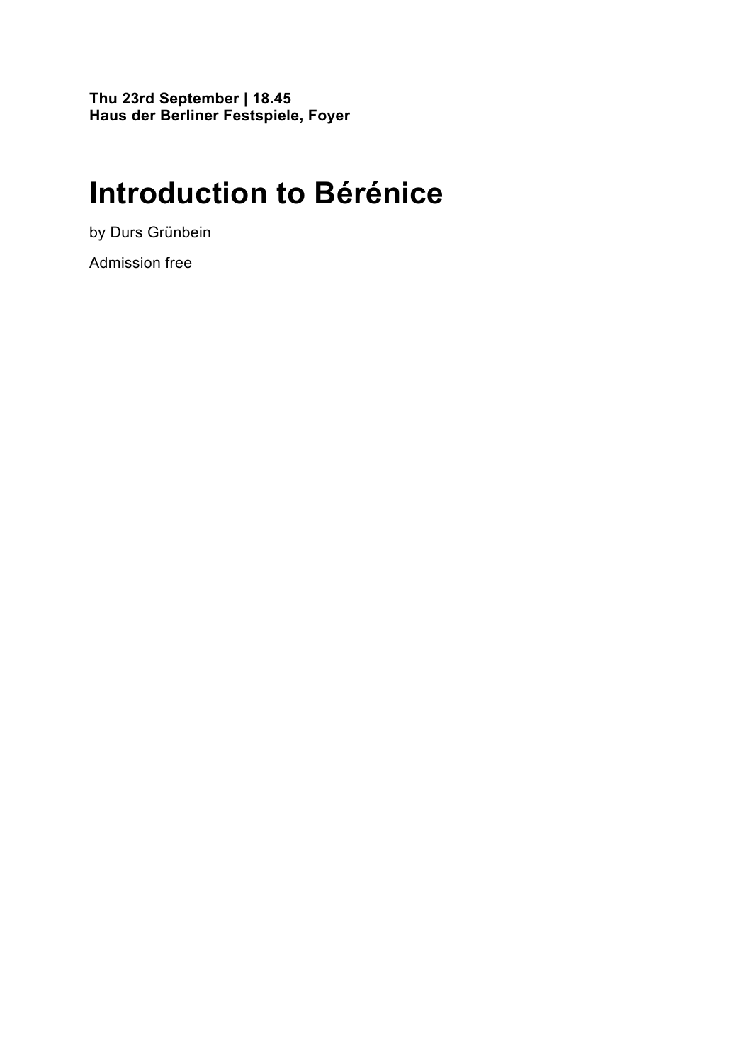**Thu 23rd September | 18.45**
**Haus der Berliner Festspiele, Foyer**

# Introduction to Bérénice

by Durs Grünbein

Admission free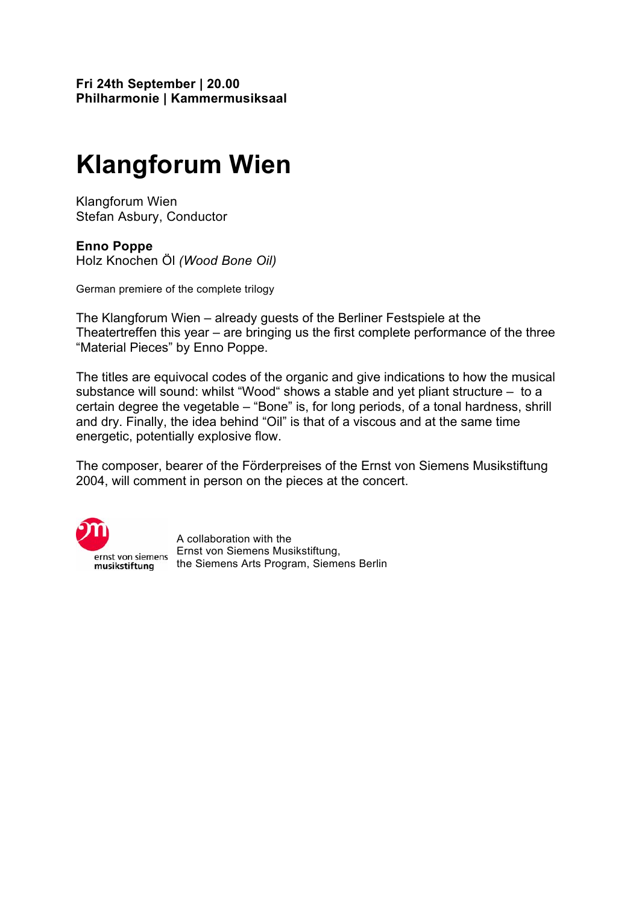**Fri 24th September | 20.00**
**Philharmonie | Kammermusiksaal**

# Klangforum Wien

Klangforum Wien
Stefan Asbury, Conductor

**Enno Poppe**
Holz Knochen Öl *(Wood Bone Oil)*

German premiere of the complete trilogy

The Klangforum Wien – already guests of the Berliner Festspiele at the Theatertreffen this year – are bringing us the first complete performance of the three “Material Pieces” by Enno Poppe.

The titles are equivocal codes of the organic and give indications to how the musical substance will sound: whilst “Wood“ shows a stable and yet pliant structure – to a certain degree the vegetable – “Bone” is, for long periods, of a tonal hardness, shrill and dry. Finally, the idea behind “Oil” is that of a viscous and at the same time energetic, potentially explosive flow.

The composer, bearer of the Förderpreises of the Ernst von Siemens Musikstiftung 2004, will comment in person on the pieces at the concert.

ernst von siemens
musikstiftung

A collaboration with the
Ernst von Siemens Musikstiftung,
the Siemens Arts Program, Siemens Berlin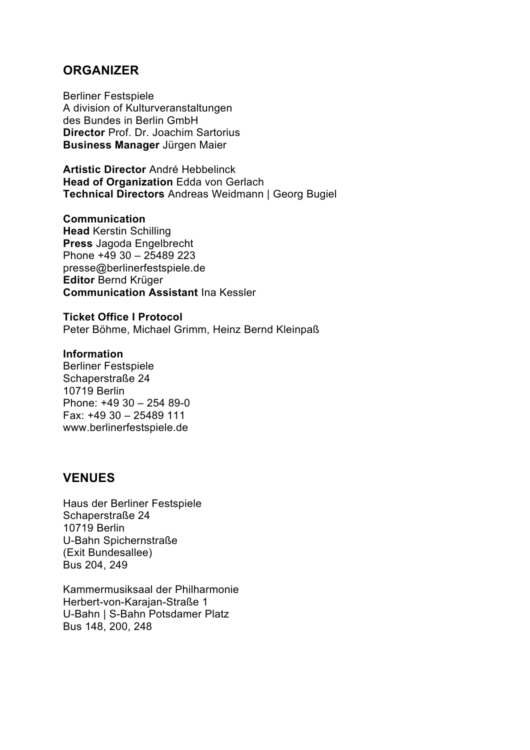## ORGANIZER

Berliner Festspiele
A division of Kulturveranstaltungen
des Bundes in Berlin GmbH
**Director** Prof. Dr. Joachim Sartorius
**Business Manager** Jürgen Maier

**Artistic Director** André Hebbelinck
**Head of Organization** Edda von Gerlach
**Technical Directors** Andreas Weidmann | Georg Bugiel

**Communication**
**Head** Kerstin Schilling
**Press** Jagoda Engelbrecht
Phone +49 30 – 25489 223
presse@berlinerfestspiele.de
**Editor** Bernd Krüger
**Communication Assistant** Ina Kessler

**Ticket Office I Protocol**
Peter Böhme, Michael Grimm, Heinz Bernd Kleinpaß

**Information**
Berliner Festspiele
Schaperstraße 24
10719 Berlin
Phone: +49 30 – 254 89-0
Fax: +49 30 – 25489 111
www.berlinerfestspiele.de

## VENUES

Haus der Berliner Festspiele
Schaperstraße 24
10719 Berlin
U-Bahn Spichernstraße
(Exit Bundesallee)
Bus 204, 249

Kammermusiksaal der Philharmonie
Herbert-von-Karajan-Straße 1
U-Bahn | S-Bahn Potsdamer Platz
Bus 148, 200, 248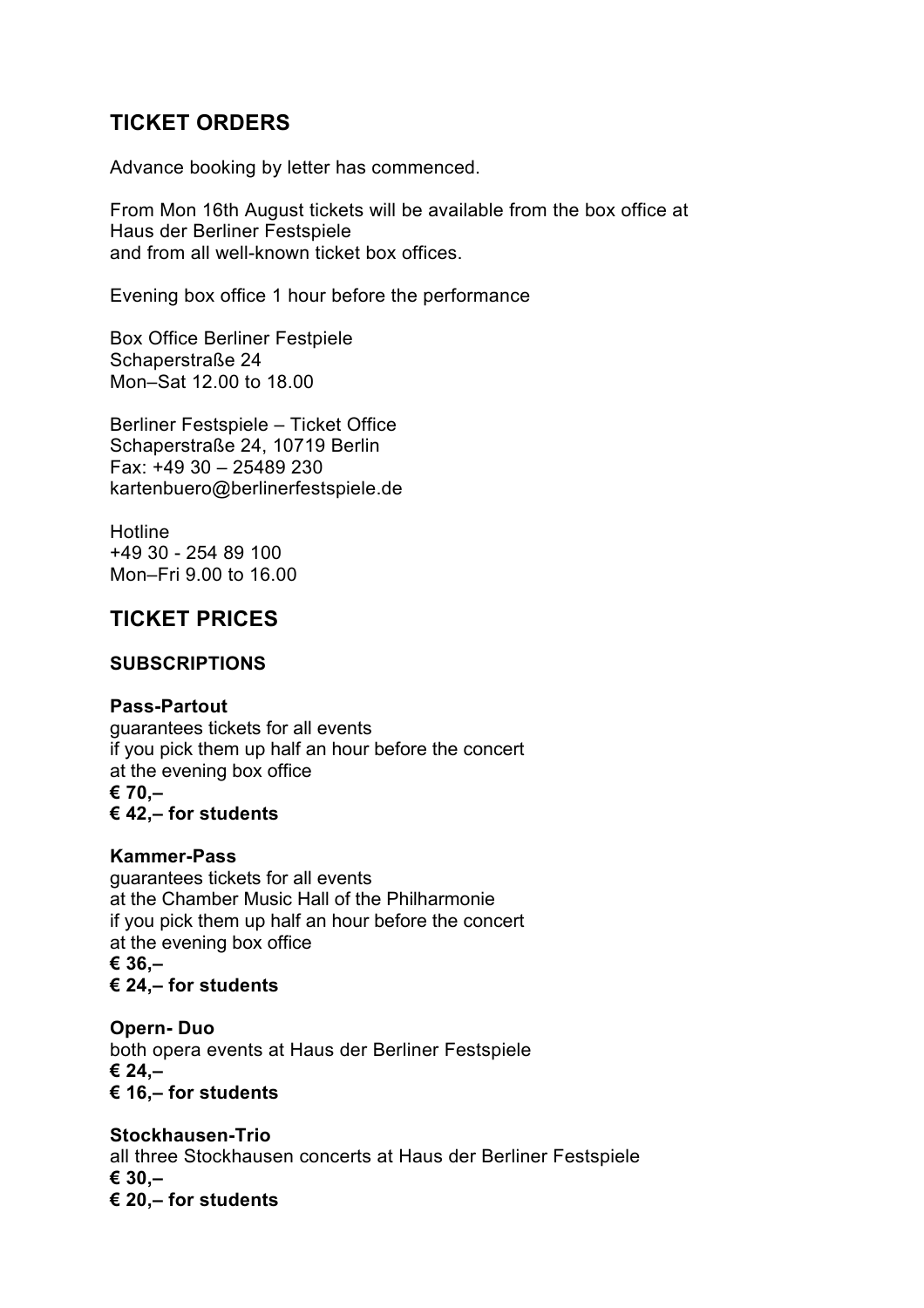## TICKET ORDERS

Advance booking by letter has commenced.

From Mon 16th August tickets will be available from the box office at
Haus der Berliner Festspiele
and from all well-known ticket box offices.

Evening box office 1 hour before the performance

Box Office Berliner Festspiele
Schaperstraße 24
Mon–Sat 12.00 to 18.00

Berliner Festspiele – Ticket Office
Schaperstraße 24, 10719 Berlin
Fax: +49 30 – 25489 230
kartenbuero@berlinerfestspiele.de

Hotline
+49 30 - 254 89 100
Mon–Fri 9.00 to 16.00

## TICKET PRICES

### SUBSCRIPTIONS

**Pass-Partout**
guarantees tickets for all events
if you pick them up half an hour before the concert
at the evening box office
**€ 70,–**
**€ 42,– for students**

**Kammer-Pass**
guarantees tickets for all events
at the Chamber Music Hall of the Philharmonie
if you pick them up half an hour before the concert
at the evening box office
**€ 36,–**
**€ 24,– for students**

**Opern- Duo**
both opera events at Haus der Berliner Festspiele
**€ 24,–**
**€ 16,– for students**

**Stockhausen-Trio**
all three Stockhausen concerts at Haus der Berliner Festspiele
**€ 30,–**
**€ 20,– for students**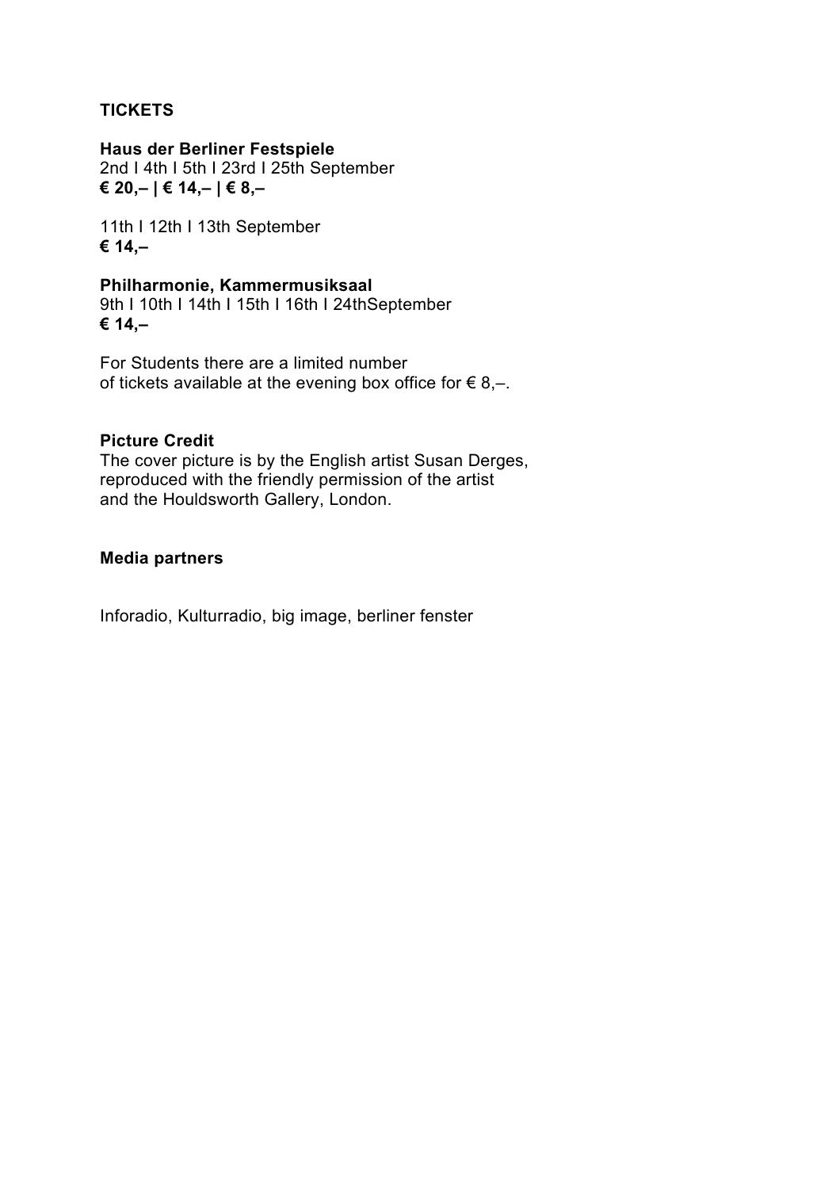**TICKETS**

**Haus der Berliner Festspiele**
2nd I 4th I 5th I 23rd I 25th September
**€ 20,– | € 14,– | € 8,–**

11th I 12th I 13th September
**€ 14,–**

**Philharmonie, Kammermusiksaal**
9th I 10th I 14th I 15th I 16th I 24thSeptember
**€ 14,–**

For Students there are a limited number
of tickets available at the evening box office for € 8,–.

**Picture Credit**
The cover picture is by the English artist Susan Derges,
reproduced with the friendly permission of the artist
and the Houldsworth Gallery, London.

**Media partners**

Inforadio, Kulturradio, big image, berliner fenster